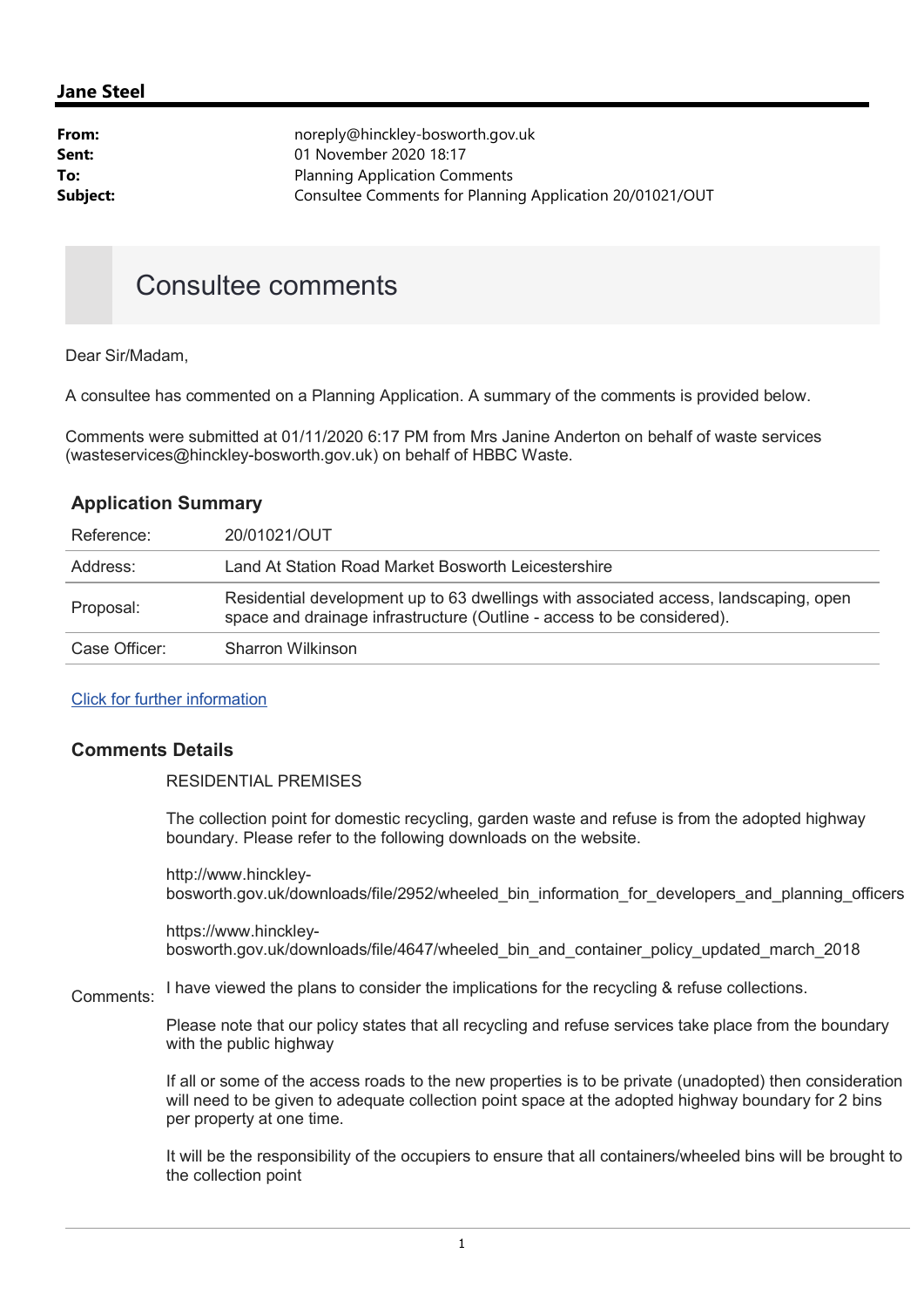**Jane Steel**

| | |
|---|---|
| **From:** | noreply@hinckley-bosworth.gov.uk |
| **Sent:** | 01 November 2020 18:17 |
| **To:** | Planning Application Comments |
| **Subject:** | Consultee Comments for Planning Application 20/01021/OUT |

# Consultee comments

Dear Sir/Madam,

A consultee has commented on a Planning Application. A summary of the comments is provided below.

Comments were submitted at 01/11/2020 6:17 PM from Mrs Janine Anderton on behalf of waste services (wasteservices@hinckley-bosworth.gov.uk) on behalf of HBBC Waste.

## Application Summary

| | |
|---|---|
| Reference: | 20/01021/OUT |
| Address: | Land At Station Road Market Bosworth Leicestershire |
| Proposal: | Residential development up to 63 dwellings with associated access, landscaping, open space and drainage infrastructure (Outline - access to be considered). |
| Case Officer: | Sharron Wilkinson |

Click for further information

## Comments Details

Comments:

RESIDENTIAL PREMISES

The collection point for domestic recycling, garden waste and refuse is from the adopted highway boundary. Please refer to the following downloads on the website.

http://www.hinckley-bosworth.gov.uk/downloads/file/2952/wheeled_bin_information_for_developers_and_planning_officers

https://www.hinckley-bosworth.gov.uk/downloads/file/4647/wheeled_bin_and_container_policy_updated_march_2018

I have viewed the plans to consider the implications for the recycling & refuse collections.

Please note that our policy states that all recycling and refuse services take place from the boundary with the public highway

If all or some of the access roads to the new properties is to be private (unadopted) then consideration will need to be given to adequate collection point space at the adopted highway boundary for 2 bins per property at one time.

It will be the responsibility of the occupiers to ensure that all containers/wheeled bins will be brought to the collection point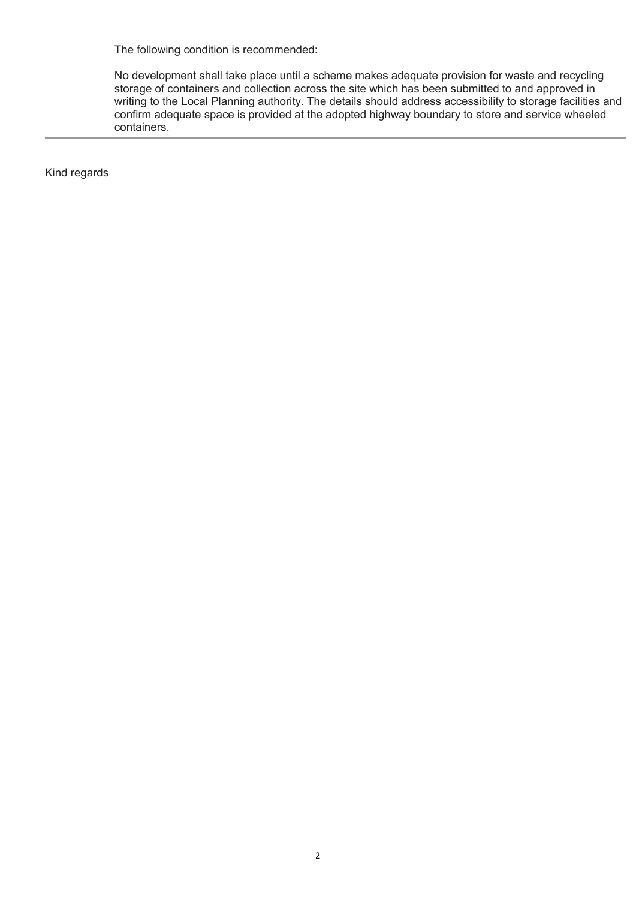The following condition is recommended:

No development shall take place until a scheme makes adequate provision for waste and recycling storage of containers and collection across the site which has been submitted to and approved in writing to the Local Planning authority. The details should address accessibility to storage facilities and confirm adequate space is provided at the adopted highway boundary to store and service wheeled containers.

---

Kind regards